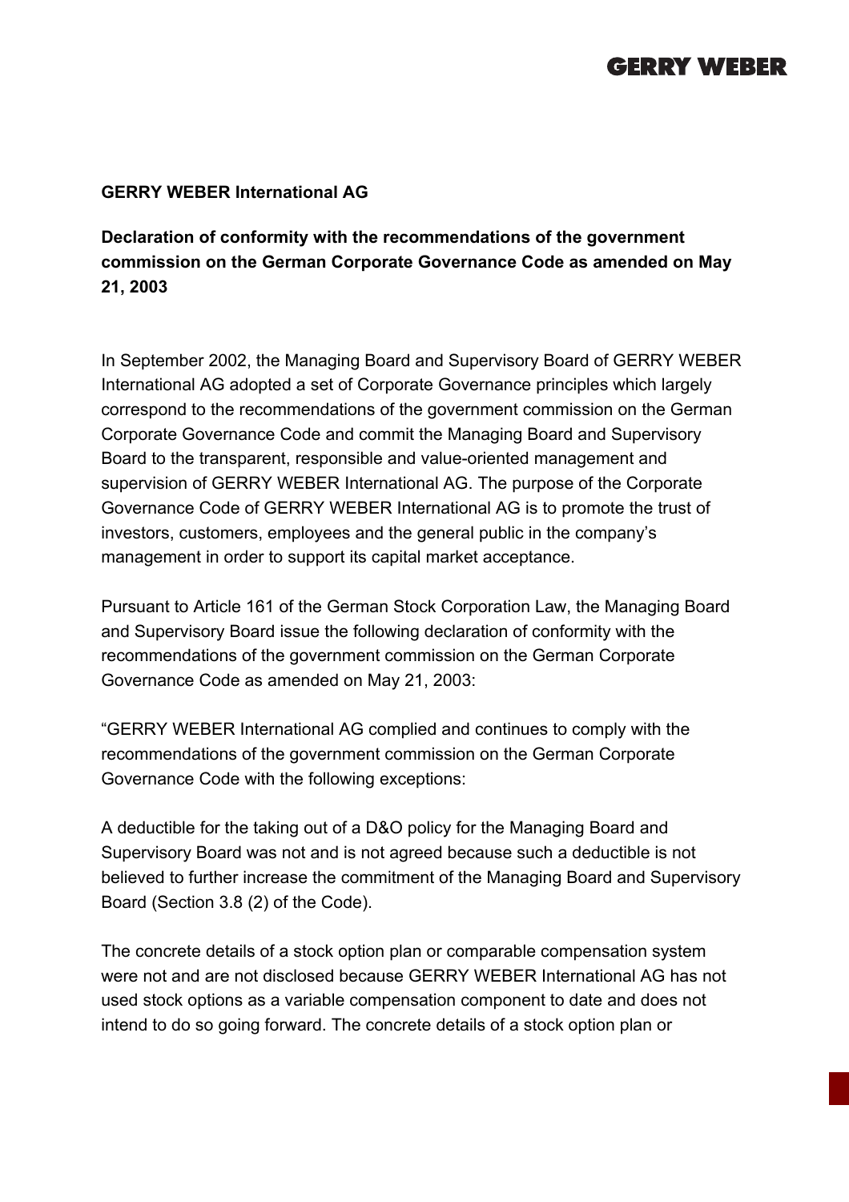**GERRY WEBER International AG**

**Declaration of conformity with the recommendations of the government commission on the German Corporate Governance Code as amended on May 21, 2003**

In September 2002, the Managing Board and Supervisory Board of GERRY WEBER International AG adopted a set of Corporate Governance principles which largely correspond to the recommendations of the government commission on the German Corporate Governance Code and commit the Managing Board and Supervisory Board to the transparent, responsible and value-oriented management and supervision of GERRY WEBER International AG. The purpose of the Corporate Governance Code of GERRY WEBER International AG is to promote the trust of investors, customers, employees and the general public in the company's management in order to support its capital market acceptance.

Pursuant to Article 161 of the German Stock Corporation Law, the Managing Board and Supervisory Board issue the following declaration of conformity with the recommendations of the government commission on the German Corporate Governance Code as amended on May 21, 2003:

"GERRY WEBER International AG complied and continues to comply with the recommendations of the government commission on the German Corporate Governance Code with the following exceptions:

A deductible for the taking out of a D&O policy for the Managing Board and Supervisory Board was not and is not agreed because such a deductible is not believed to further increase the commitment of the Managing Board and Supervisory Board (Section 3.8 (2) of the Code).

The concrete details of a stock option plan or comparable compensation system were not and are not disclosed because GERRY WEBER International AG has not used stock options as a variable compensation component to date and does not intend to do so going forward. The concrete details of a stock option plan or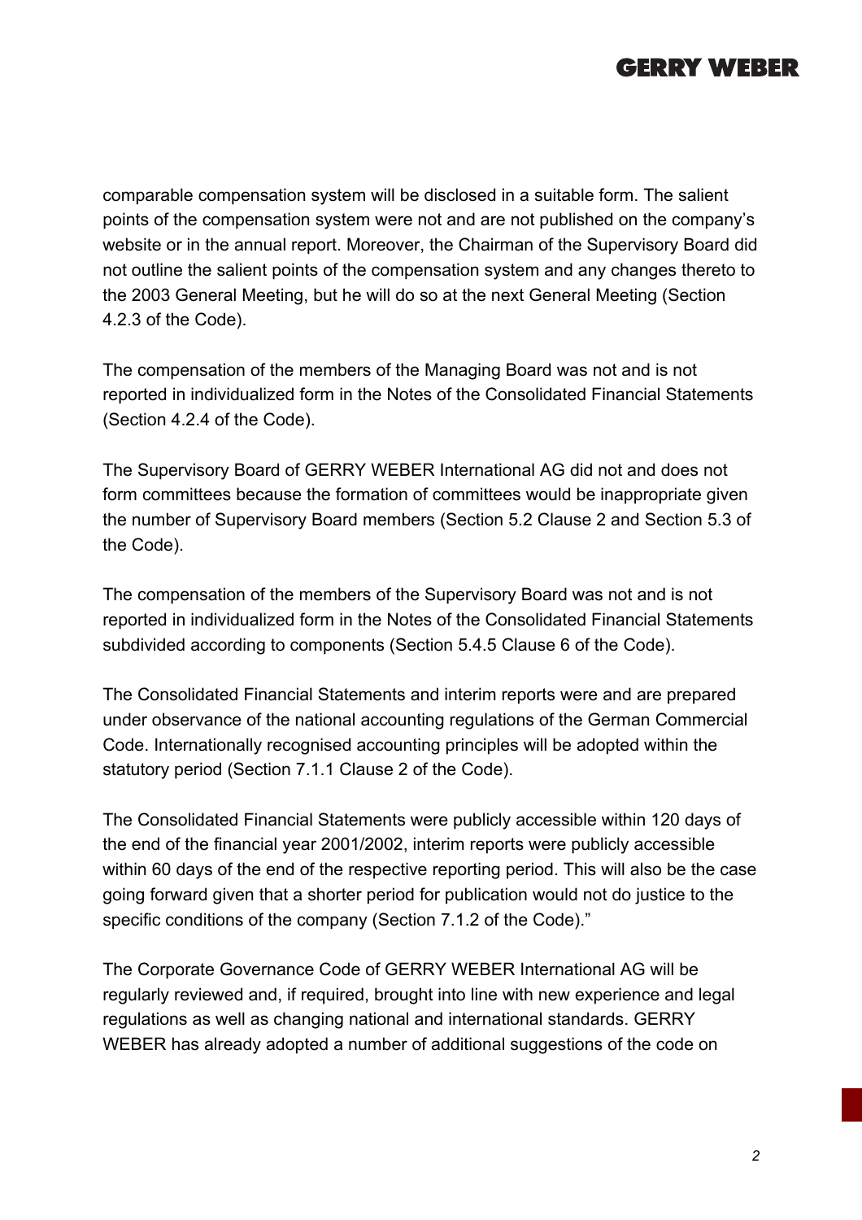comparable compensation system will be disclosed in a suitable form. The salient points of the compensation system were not and are not published on the company's website or in the annual report. Moreover, the Chairman of the Supervisory Board did not outline the salient points of the compensation system and any changes thereto to the 2003 General Meeting, but he will do so at the next General Meeting (Section 4.2.3 of the Code).

The compensation of the members of the Managing Board was not and is not reported in individualized form in the Notes of the Consolidated Financial Statements (Section 4.2.4 of the Code).

The Supervisory Board of GERRY WEBER International AG did not and does not form committees because the formation of committees would be inappropriate given the number of Supervisory Board members (Section 5.2 Clause 2 and Section 5.3 of the Code).

The compensation of the members of the Supervisory Board was not and is not reported in individualized form in the Notes of the Consolidated Financial Statements subdivided according to components (Section 5.4.5 Clause 6 of the Code).

The Consolidated Financial Statements and interim reports were and are prepared under observance of the national accounting regulations of the German Commercial Code. Internationally recognised accounting principles will be adopted within the statutory period (Section 7.1.1 Clause 2 of the Code).

The Consolidated Financial Statements were publicly accessible within 120 days of the end of the financial year 2001/2002, interim reports were publicly accessible within 60 days of the end of the respective reporting period. This will also be the case going forward given that a shorter period for publication would not do justice to the specific conditions of the company (Section 7.1.2 of the Code)."

The Corporate Governance Code of GERRY WEBER International AG will be regularly reviewed and, if required, brought into line with new experience and legal regulations as well as changing national and international standards. GERRY WEBER has already adopted a number of additional suggestions of the code on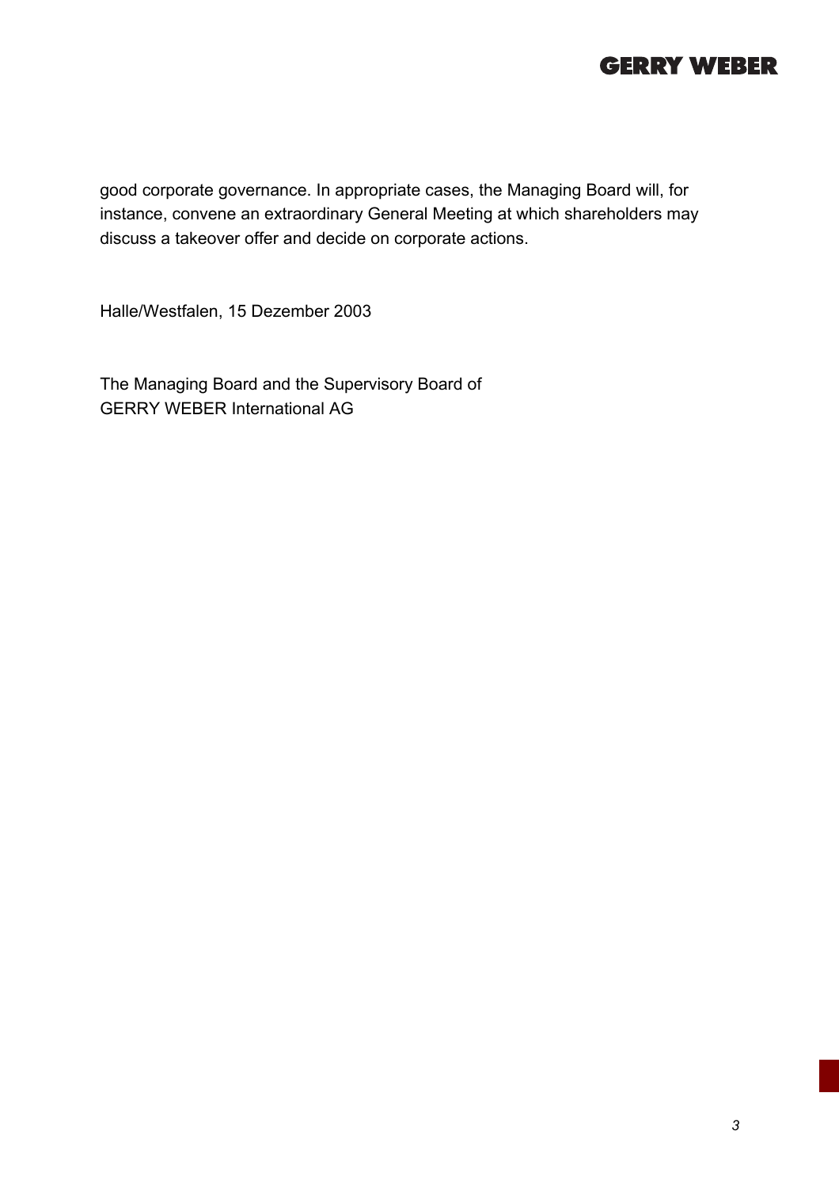good corporate governance. In appropriate cases, the Managing Board will, for instance, convene an extraordinary General Meeting at which shareholders may discuss a takeover offer and decide on corporate actions.

Halle/Westfalen, 15 Dezember 2003

The Managing Board and the Supervisory Board of
GERRY WEBER International AG